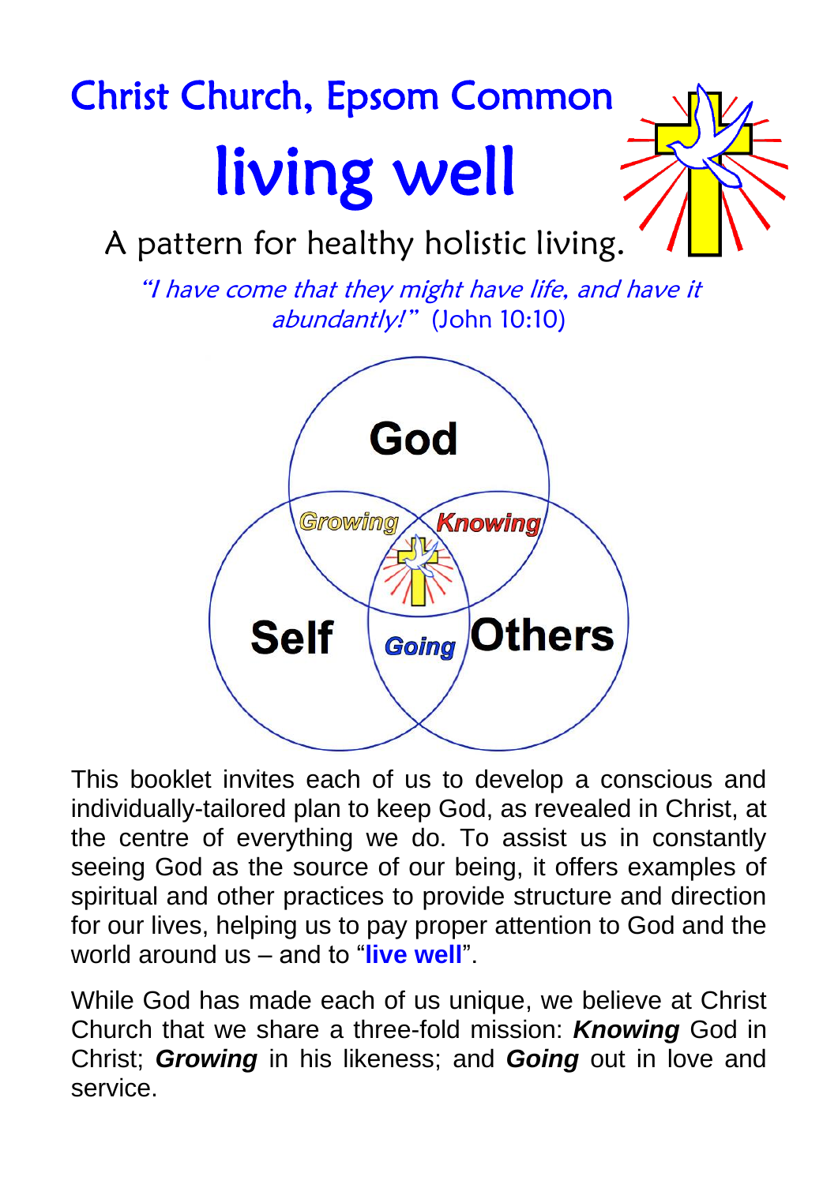# Christ Church, Epsom Common

# living well

A pattern for healthy holistic living.

*"I have come that they might have life, and have it abundantly!"* (John 10:10)

God

Growing Knowing

Self Going Others

This booklet invites each of us to develop a conscious and individually-tailored plan to keep God, as revealed in Christ, at the centre of everything we do. To assist us in constantly seeing God as the source of our being, it offers examples of spiritual and other practices to provide structure and direction for our lives, helping us to pay proper attention to God and the world around us – and to "**live well**".

While God has made each of us unique, we believe at Christ Church that we share a three-fold mission: ***Knowing*** God in Christ; ***Growing*** in his likeness; and ***Going*** out in love and service.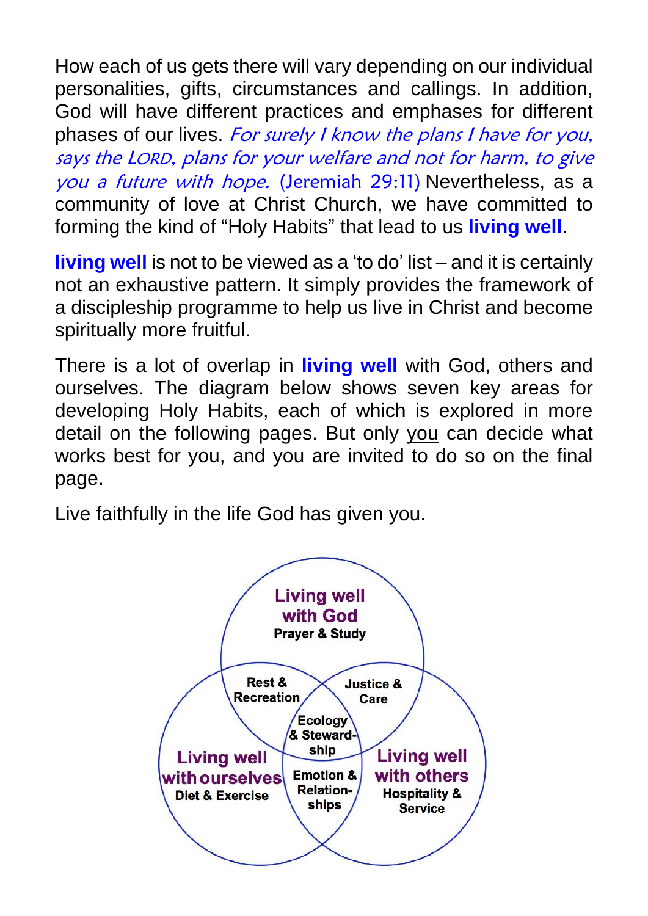How each of us gets there will vary depending on our individual personalities, gifts, circumstances and callings. In addition, God will have different practices and emphases for different phases of our lives. *For surely I know the plans I have for you, says the LORD, plans for your welfare and not for harm, to give you a future with hope.* (Jeremiah 29:11) Nevertheless, as a community of love at Christ Church, we have committed to forming the kind of "Holy Habits" that lead to us **living well**.

**living well** is not to be viewed as a 'to do' list – and it is certainly not an exhaustive pattern. It simply provides the framework of a discipleship programme to help us live in Christ and become spiritually more fruitful.

There is a lot of overlap in **living well** with God, others and ourselves. The diagram below shows seven key areas for developing Holy Habits, each of which is explored in more detail on the following pages. But only <u>you</u> can decide what works best for you, and you are invited to do so on the final page.

Live faithfully in the life God has given you.

**Living well with God**
Prayer & Study

Rest & Recreation

Justice & Care

Ecology & Stewardship

**Living well with ourselves**
Diet & Exercise

Emotion & Relationships

**Living well with others**
Hospitality & Service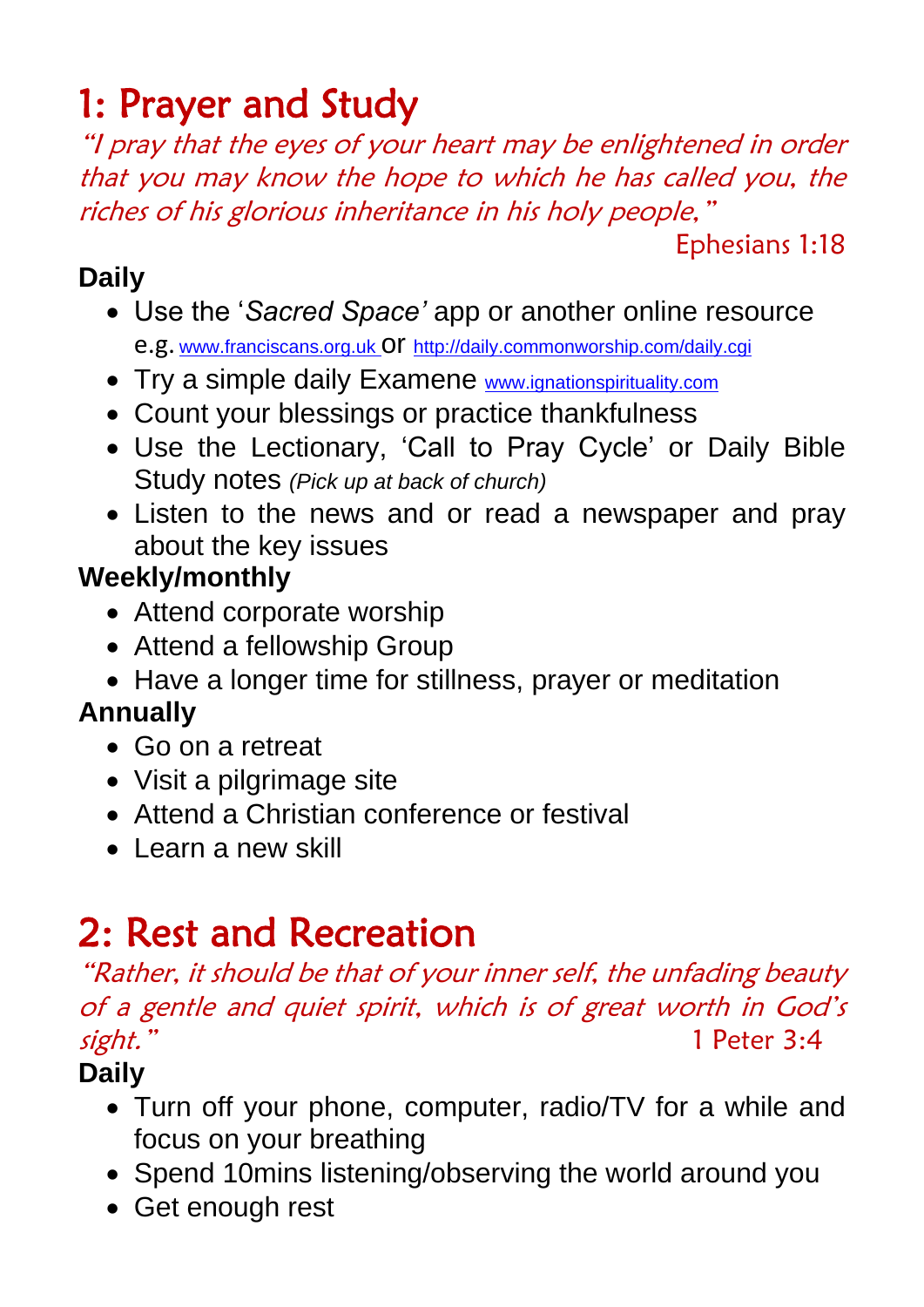# 1: Prayer and Study

*"I pray that the eyes of your heart may be enlightened in order that you may know the hope to which he has called you, the riches of his glorious inheritance in his holy people,"*

Ephesians 1:18

**Daily**

- Use the '*Sacred Space'* app or another online resource e.g. www.franciscans.org.uk or http://daily.commonworship.com/daily.cgi
- Try a simple daily Examene www.ignationspirituality.com
- Count your blessings or practice thankfulness
- Use the Lectionary, 'Call to Pray Cycle' or Daily Bible Study notes *(Pick up at back of church)*
- Listen to the news and or read a newspaper and pray about the key issues

**Weekly/monthly**

- Attend corporate worship
- Attend a fellowship Group
- Have a longer time for stillness, prayer or meditation

**Annually**

- Go on a retreat
- Visit a pilgrimage site
- Attend a Christian conference or festival
- Learn a new skill

# 2: Rest and Recreation

*"Rather, it should be that of your inner self, the unfading beauty of a gentle and quiet spirit, which is of great worth in God's sight."*

1 Peter 3:4

**Daily**

- Turn off your phone, computer, radio/TV for a while and focus on your breathing
- Spend 10mins listening/observing the world around you
- Get enough rest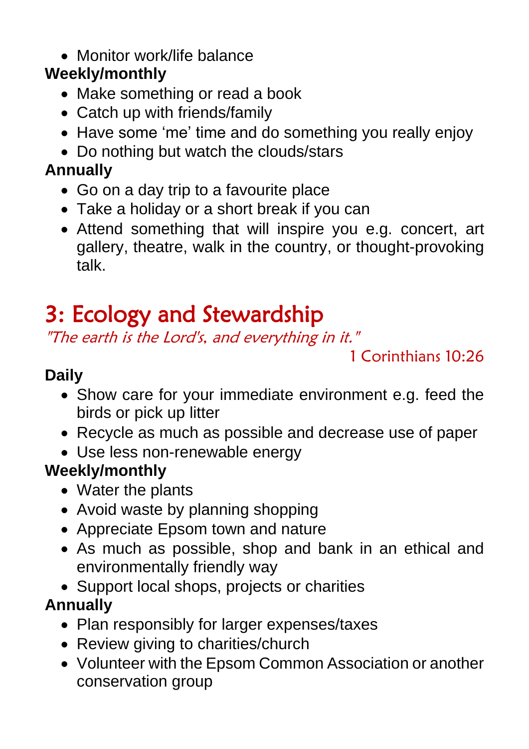- Monitor work/life balance

**Weekly/monthly**

- Make something or read a book
- Catch up with friends/family
- Have some 'me' time and do something you really enjoy
- Do nothing but watch the clouds/stars

**Annually**

- Go on a day trip to a favourite place
- Take a holiday or a short break if you can
- Attend something that will inspire you e.g. concert, art gallery, theatre, walk in the country, or thought-provoking talk.

# 3: Ecology and Stewardship

*"The earth is the Lord's, and everything in it."*

1 Corinthians 10:26

**Daily**

- Show care for your immediate environment e.g. feed the birds or pick up litter
- Recycle as much as possible and decrease use of paper
- Use less non-renewable energy

**Weekly/monthly**

- Water the plants
- Avoid waste by planning shopping
- Appreciate Epsom town and nature
- As much as possible, shop and bank in an ethical and environmentally friendly way
- Support local shops, projects or charities

**Annually**

- Plan responsibly for larger expenses/taxes
- Review giving to charities/church
- Volunteer with the Epsom Common Association or another conservation group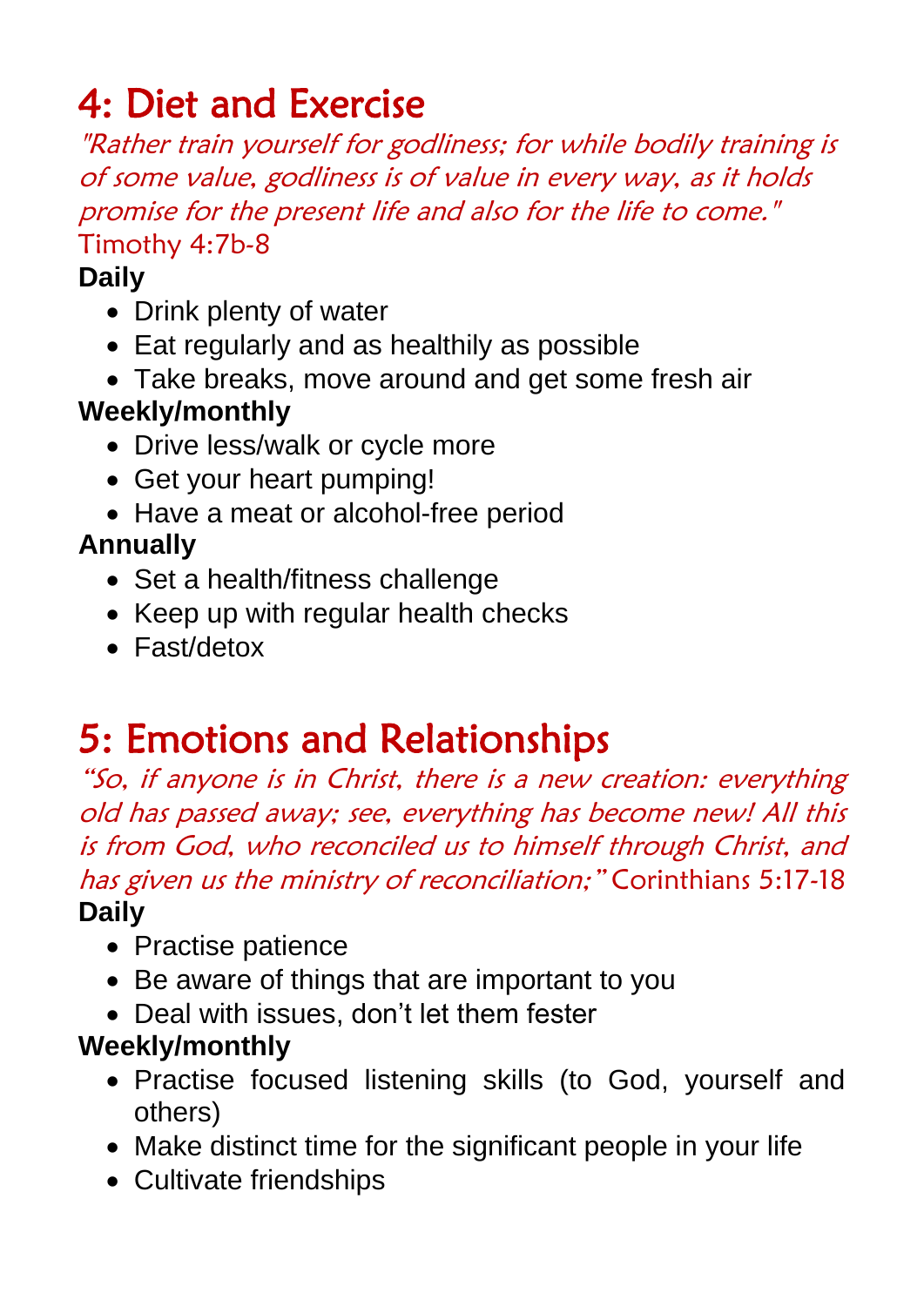# 4: Diet and Exercise

*"Rather train yourself for godliness; for while bodily training is of some value, godliness is of value in every way, as it holds promise for the present life and also for the life to come."* Timothy 4:7b-8

**Daily**

- Drink plenty of water
- Eat regularly and as healthily as possible
- Take breaks, move around and get some fresh air

**Weekly/monthly**

- Drive less/walk or cycle more
- Get your heart pumping!
- Have a meat or alcohol-free period

**Annually**

- Set a health/fitness challenge
- Keep up with regular health checks
- Fast/detox

# 5: Emotions and Relationships

*"So, if anyone is in Christ, there is a new creation: everything old has passed away; see, everything has become new! All this is from God, who reconciled us to himself through Christ, and has given us the ministry of reconciliation;"* Corinthians 5:17-18

**Daily**

- Practise patience
- Be aware of things that are important to you
- Deal with issues, don't let them fester

**Weekly/monthly**

- Practise focused listening skills (to God, yourself and others)
- Make distinct time for the significant people in your life
- Cultivate friendships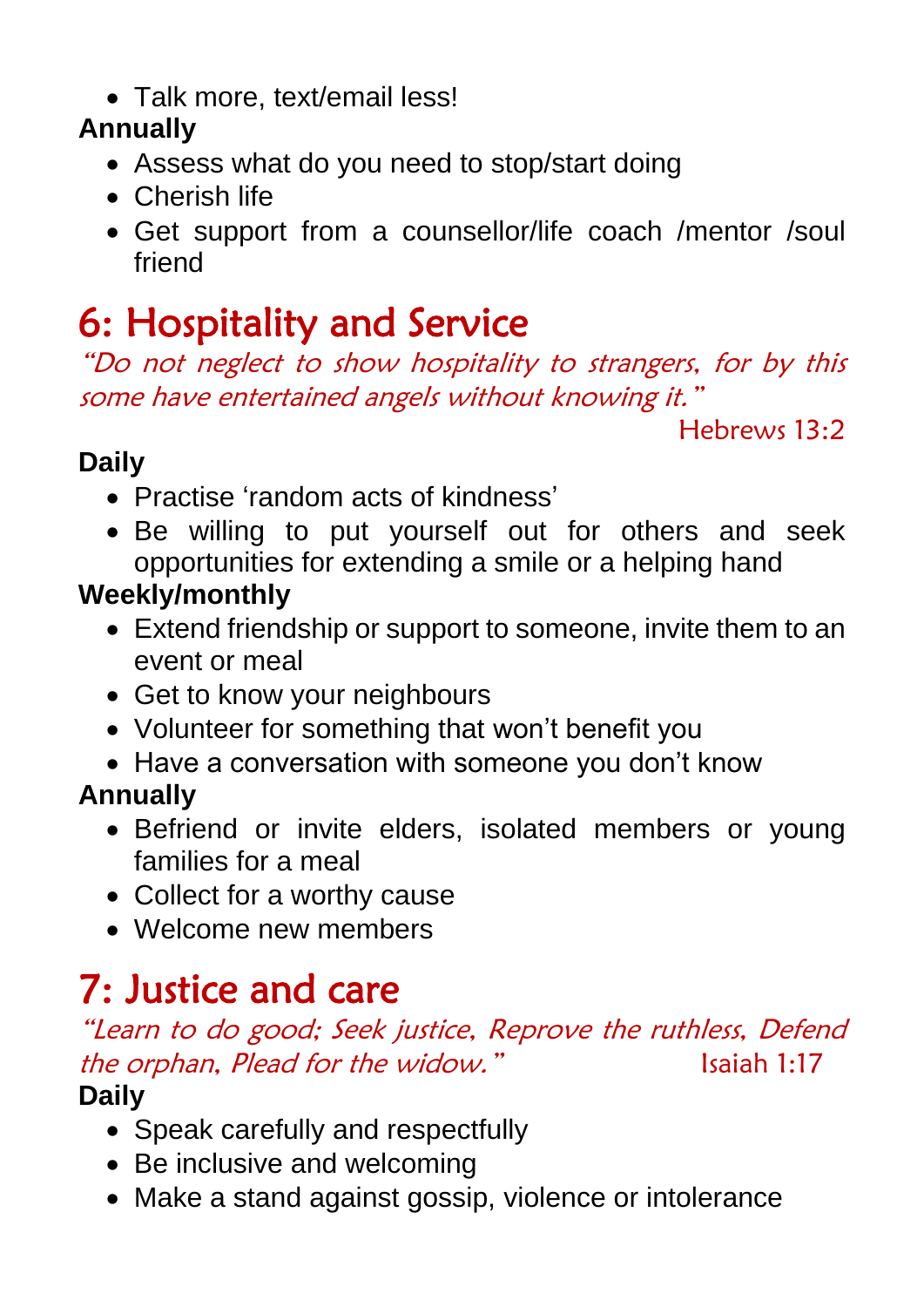- Talk more, text/email less!

**Annually**

- Assess what do you need to stop/start doing
- Cherish life
- Get support from a counsellor/life coach /mentor /soul friend

# 6: Hospitality and Service

*"Do not neglect to show hospitality to strangers, for by this some have entertained angels without knowing it."*

Hebrews 13:2

**Daily**

- Practise 'random acts of kindness'
- Be willing to put yourself out for others and seek opportunities for extending a smile or a helping hand

**Weekly/monthly**

- Extend friendship or support to someone, invite them to an event or meal
- Get to know your neighbours
- Volunteer for something that won't benefit you
- Have a conversation with someone you don't know

**Annually**

- Befriend or invite elders, isolated members or young families for a meal
- Collect for a worthy cause
- Welcome new members

# 7: Justice and care

*"Learn to do good; Seek justice, Reprove the ruthless, Defend the orphan, Plead for the widow."* Isaiah 1:17

**Daily**

- Speak carefully and respectfully
- Be inclusive and welcoming
- Make a stand against gossip, violence or intolerance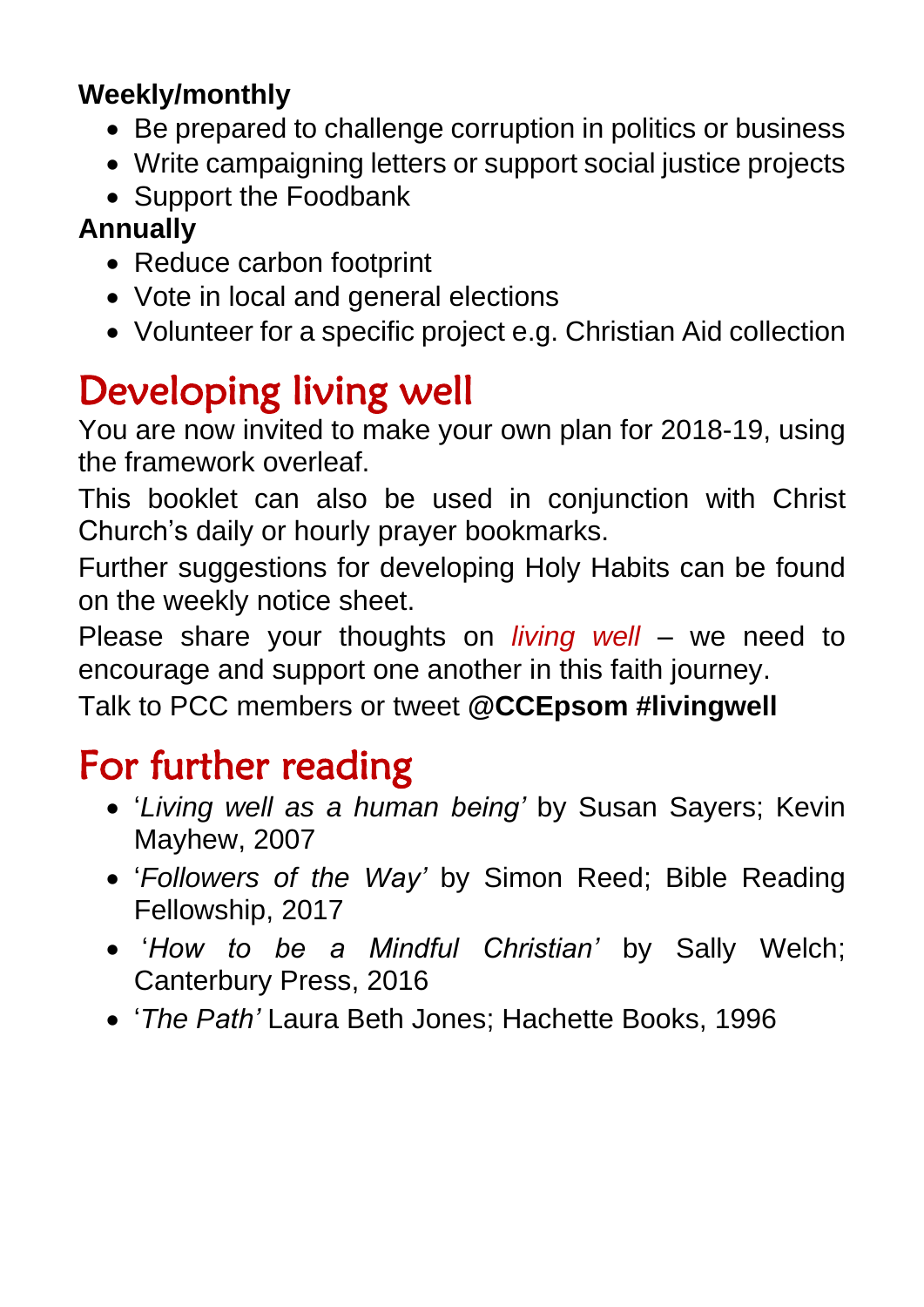**Weekly/monthly**

- Be prepared to challenge corruption in politics or business
- Write campaigning letters or support social justice projects
- Support the Foodbank

**Annually**

- Reduce carbon footprint
- Vote in local and general elections
- Volunteer for a specific project e.g. Christian Aid collection

## Developing living well

You are now invited to make your own plan for 2018-19, using the framework overleaf.

This booklet can also be used in conjunction with Christ Church's daily or hourly prayer bookmarks.

Further suggestions for developing Holy Habits can be found on the weekly notice sheet.

Please share your thoughts on *living well* – we need to encourage and support one another in this faith journey.

Talk to PCC members or tweet **@CCEpsom #livingwell**

## For further reading

- '*Living well as a human being'* by Susan Sayers; Kevin Mayhew, 2007
- '*Followers of the Way'* by Simon Reed; Bible Reading Fellowship, 2017
- '*How to be a Mindful Christian'* by Sally Welch; Canterbury Press, 2016
- '*The Path'* Laura Beth Jones; Hachette Books, 1996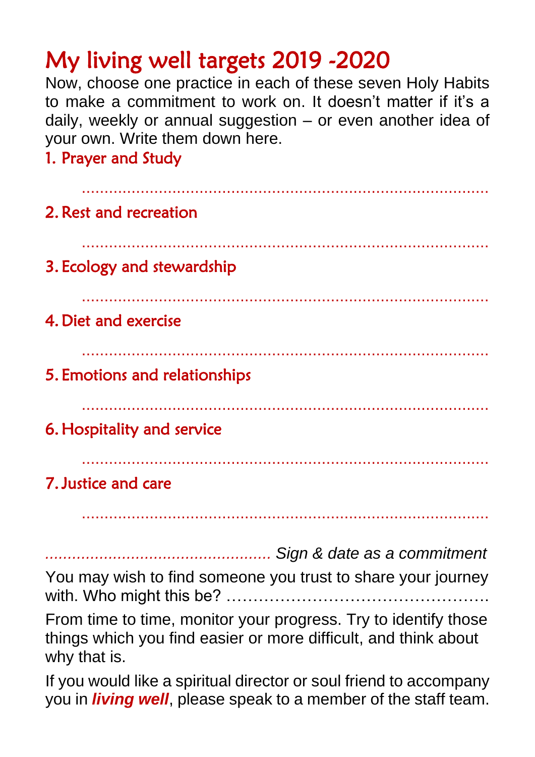# My living well targets 2019 -2020

Now, choose one practice in each of these seven Holy Habits to make a commitment to work on. It doesn't matter if it's a daily, weekly or annual suggestion – or even another idea of your own. Write them down here.

## 1. Prayer and Study

..........................................................................................

## 2. Rest and recreation

..........................................................................................

## 3. Ecology and stewardship

..........................................................................................

## 4. Diet and exercise

..........................................................................................

## 5. Emotions and relationships

..........................................................................................

## 6. Hospitality and service

..........................................................................................

## 7. Justice and care

..........................................................................................

.................................................. *Sign & date as a commitment*

You may wish to find someone you trust to share your journey with. Who might this be? …………………………………………..

From time to time, monitor your progress. Try to identify those things which you find easier or more difficult, and think about why that is.

If you would like a spiritual director or soul friend to accompany you in ***living well***, please speak to a member of the staff team.